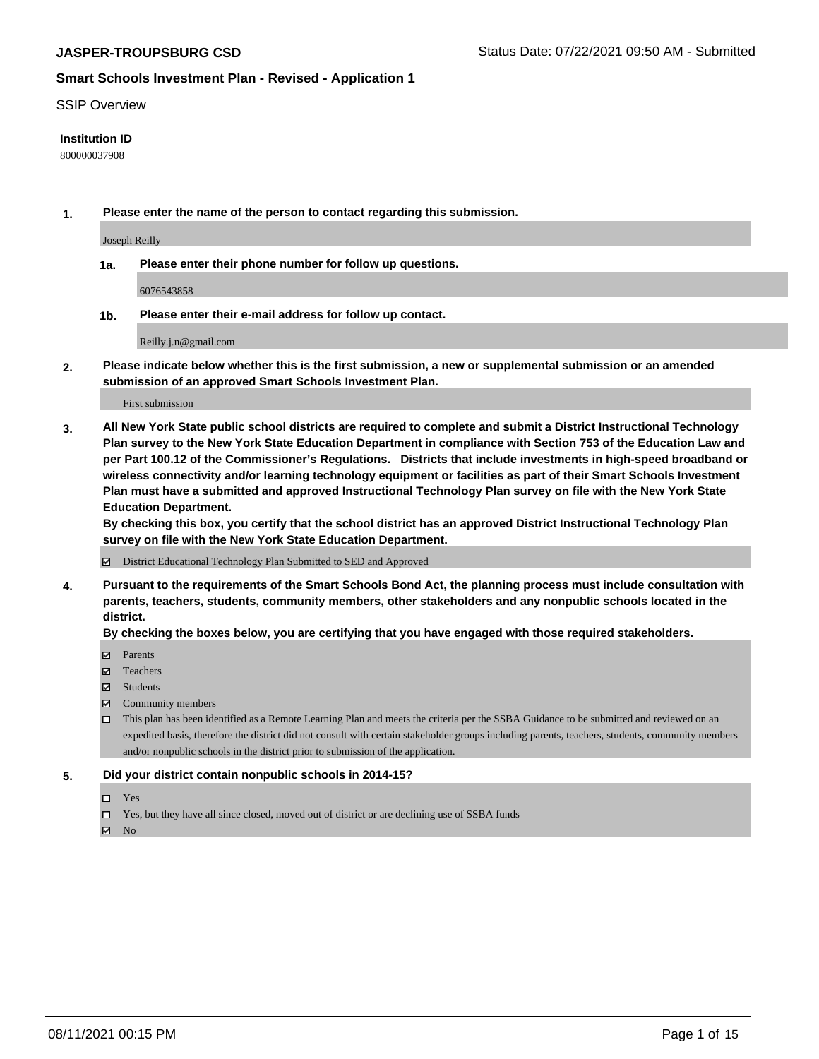**JASPER-TROUPSBURG CSD**

Status Date: 07/22/2021 09:50 AM - Submitted

## Smart Schools Investment Plan - Revised - Application 1

SSIP Overview

**Institution ID**

800000037908

1. **Please enter the name of the person to contact regarding this submission.**

   Joseph Reilly

   **1a. Please enter their phone number for follow up questions.**

   6076543858

   **1b. Please enter their e-mail address for follow up contact.**

   Reilly.j.n@gmail.com

2. **Please indicate below whether this is the first submission, a new or supplemental submission or an amended submission of an approved Smart Schools Investment Plan.**

   First submission

3. **All New York State public school districts are required to complete and submit a District Instructional Technology Plan survey to the New York State Education Department in compliance with Section 753 of the Education Law and per Part 100.12 of the Commissioner's Regulations. Districts that include investments in high-speed broadband or wireless connectivity and/or learning technology equipment or facilities as part of their Smart Schools Investment Plan must have a submitted and approved Instructional Technology Plan survey on file with the New York State Education Department.**

   **By checking this box, you certify that the school district has an approved District Instructional Technology Plan survey on file with the New York State Education Department.**

   ☑ District Educational Technology Plan Submitted to SED and Approved

4. **Pursuant to the requirements of the Smart Schools Bond Act, the planning process must include consultation with parents, teachers, students, community members, other stakeholders and any nonpublic schools located in the district.**

   **By checking the boxes below, you are certifying that you have engaged with those required stakeholders.**

   ☑ Parents
   ☑ Teachers
   ☑ Students
   ☑ Community members
   ☐ This plan has been identified as a Remote Learning Plan and meets the criteria per the SSBA Guidance to be submitted and reviewed on an expedited basis, therefore the district did not consult with certain stakeholder groups including parents, teachers, students, community members and/or nonpublic schools in the district prior to submission of the application.

5. **Did your district contain nonpublic schools in 2014-15?**

   ☐ Yes
   ☐ Yes, but they have all since closed, moved out of district or are declining use of SSBA funds
   ☑ No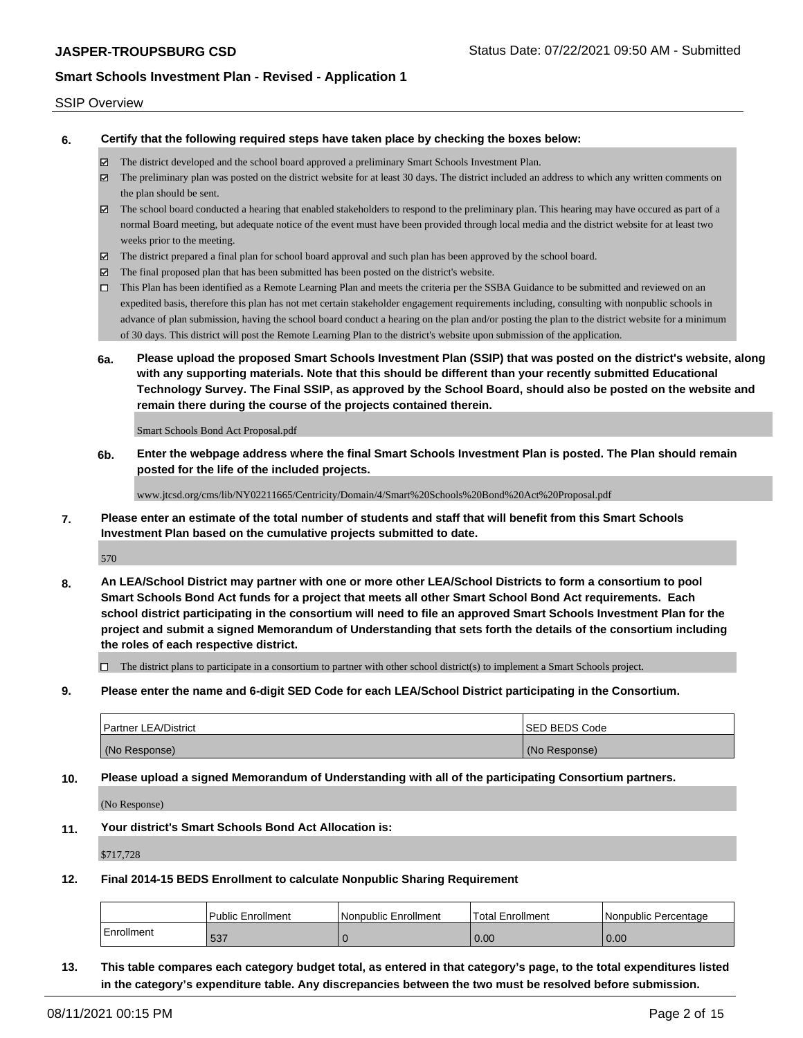SSIP Overview

**6. Certify that the following required steps have taken place by checking the boxes below:**

- ☑ The district developed and the school board approved a preliminary Smart Schools Investment Plan.
- ☑ The preliminary plan was posted on the district website for at least 30 days. The district included an address to which any written comments on the plan should be sent.
- ☑ The school board conducted a hearing that enabled stakeholders to respond to the preliminary plan. This hearing may have occured as part of a normal Board meeting, but adequate notice of the event must have been provided through local media and the district website for at least two weeks prior to the meeting.
- ☑ The district prepared a final plan for school board approval and such plan has been approved by the school board.
- ☑ The final proposed plan that has been submitted has been posted on the district's website.
- ☐ This Plan has been identified as a Remote Learning Plan and meets the criteria per the SSBA Guidance to be submitted and reviewed on an expedited basis, therefore this plan has not met certain stakeholder engagement requirements including, consulting with nonpublic schools in advance of plan submission, having the school board conduct a hearing on the plan and/or posting the plan to the district website for a minimum of 30 days. This district will post the Remote Learning Plan to the district's website upon submission of the application.

**6a. Please upload the proposed Smart Schools Investment Plan (SSIP) that was posted on the district's website, along with any supporting materials. Note that this should be different than your recently submitted Educational Technology Survey. The Final SSIP, as approved by the School Board, should also be posted on the website and remain there during the course of the projects contained therein.**

Smart Schools Bond Act Proposal.pdf

**6b. Enter the webpage address where the final Smart Schools Investment Plan is posted. The Plan should remain posted for the life of the included projects.**

www.jtcsd.org/cms/lib/NY02211665/Centricity/Domain/4/Smart%20Schools%20Bond%20Act%20Proposal.pdf

**7. Please enter an estimate of the total number of students and staff that will benefit from this Smart Schools Investment Plan based on the cumulative projects submitted to date.**

570

**8. An LEA/School District may partner with one or more other LEA/School Districts to form a consortium to pool Smart Schools Bond Act funds for a project that meets all other Smart School Bond Act requirements. Each school district participating in the consortium will need to file an approved Smart Schools Investment Plan for the project and submit a signed Memorandum of Understanding that sets forth the details of the consortium including the roles of each respective district.**

- ☐ The district plans to participate in a consortium to partner with other school district(s) to implement a Smart Schools project.

**9. Please enter the name and 6-digit SED Code for each LEA/School District participating in the Consortium.**

| Partner LEA/District | SED BEDS Code |
|---|---|
| (No Response) | (No Response) |

**10. Please upload a signed Memorandum of Understanding with all of the participating Consortium partners.**

(No Response)

**11. Your district's Smart Schools Bond Act Allocation is:**

$717,728

**12. Final 2014-15 BEDS Enrollment to calculate Nonpublic Sharing Requirement**

| | Public Enrollment | Nonpublic Enrollment | Total Enrollment | Nonpublic Percentage |
|---|---|---|---|---|
| Enrollment | 537 | 0 | 0.00 | 0.00 |

**13. This table compares each category budget total, as entered in that category's page, to the total expenditures listed in the category's expenditure table. Any discrepancies between the two must be resolved before submission.**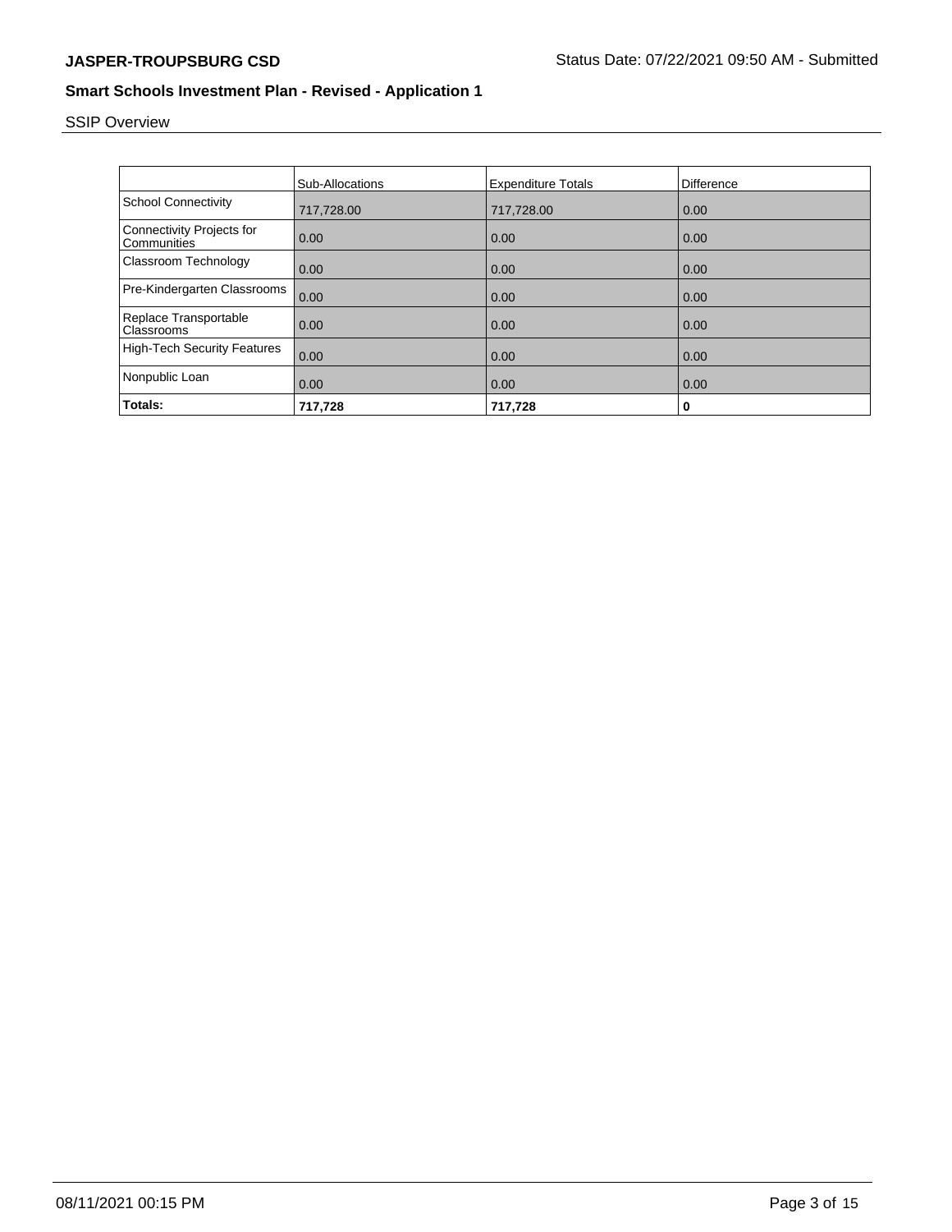SSIP Overview

| | Sub-Allocations | Expenditure Totals | Difference |
|---|---|---|---|
| School Connectivity | 717,728.00 | 717,728.00 | 0.00 |
| Connectivity Projects for Communities | 0.00 | 0.00 | 0.00 |
| Classroom Technology | 0.00 | 0.00 | 0.00 |
| Pre-Kindergarten Classrooms | 0.00 | 0.00 | 0.00 |
| Replace Transportable Classrooms | 0.00 | 0.00 | 0.00 |
| High-Tech Security Features | 0.00 | 0.00 | 0.00 |
| Nonpublic Loan | 0.00 | 0.00 | 0.00 |
| **Totals:** | **717,728** | **717,728** | **0** |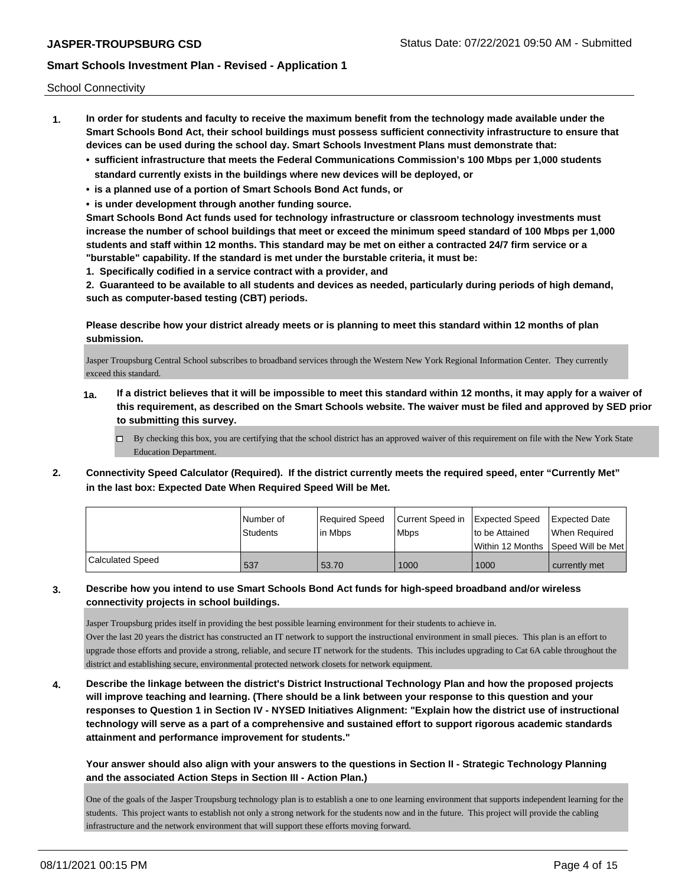School Connectivity

1. **In order for students and faculty to receive the maximum benefit from the technology made available under the Smart Schools Bond Act, their school buildings must possess sufficient connectivity infrastructure to ensure that devices can be used during the school day. Smart Schools Investment Plans must demonstrate that:**
   - **sufficient infrastructure that meets the Federal Communications Commission's 100 Mbps per 1,000 students standard currently exists in the buildings where new devices will be deployed, or**
   - **is a planned use of a portion of Smart Schools Bond Act funds, or**
   - **is under development through another funding source.**

   **Smart Schools Bond Act funds used for technology infrastructure or classroom technology investments must increase the number of school buildings that meet or exceed the minimum speed standard of 100 Mbps per 1,000 students and staff within 12 months. This standard may be met on either a contracted 24/7 firm service or a "burstable" capability. If the standard is met under the burstable criteria, it must be:**

   **1. Specifically codified in a service contract with a provider, and**

   **2. Guaranteed to be available to all students and devices as needed, particularly during periods of high demand, such as computer-based testing (CBT) periods.**

   **Please describe how your district already meets or is planning to meet this standard within 12 months of plan submission.**

   Jasper Troupsburg Central School subscribes to broadband services through the Western New York Regional Information Center. They currently exceed this standard.

   **1a. If a district believes that it will be impossible to meet this standard within 12 months, it may apply for a waiver of this requirement, as described on the Smart Schools website. The waiver must be filed and approved by SED prior to submitting this survey.**

   - [ ] By checking this box, you are certifying that the school district has an approved waiver of this requirement on file with the New York State Education Department.

2. **Connectivity Speed Calculator (Required). If the district currently meets the required speed, enter "Currently Met" in the last box: Expected Date When Required Speed Will be Met.**

| | Number of Students | Required Speed in Mbps | Current Speed in Mbps | Expected Speed to be Attained Within 12 Months | Expected Date When Required Speed Will be Met |
|---|---|---|---|---|---|
| Calculated Speed | 537 | 53.70 | 1000 | 1000 | currently met |

3. **Describe how you intend to use Smart Schools Bond Act funds for high-speed broadband and/or wireless connectivity projects in school buildings.**

   Jasper Troupsburg prides itself in providing the best possible learning environment for their students to achieve in.
   Over the last 20 years the district has constructed an IT network to support the instructional environment in small pieces. This plan is an effort to upgrade those efforts and provide a strong, reliable, and secure IT network for the students. This includes upgrading to Cat 6A cable throughout the district and establishing secure, environmental protected network closets for network equipment.

4. **Describe the linkage between the district's District Instructional Technology Plan and how the proposed projects will improve teaching and learning. (There should be a link between your response to this question and your responses to Question 1 in Section IV - NYSED Initiatives Alignment: "Explain how the district use of instructional technology will serve as a part of a comprehensive and sustained effort to support rigorous academic standards attainment and performance improvement for students."**

   **Your answer should also align with your answers to the questions in Section II - Strategic Technology Planning and the associated Action Steps in Section III - Action Plan.)**

   One of the goals of the Jasper Troupsburg technology plan is to establish a one to one learning environment that supports independent learning for the students. This project wants to establish not only a strong network for the students now and in the future. This project will provide the cabling infrastructure and the network environment that will support these efforts moving forward.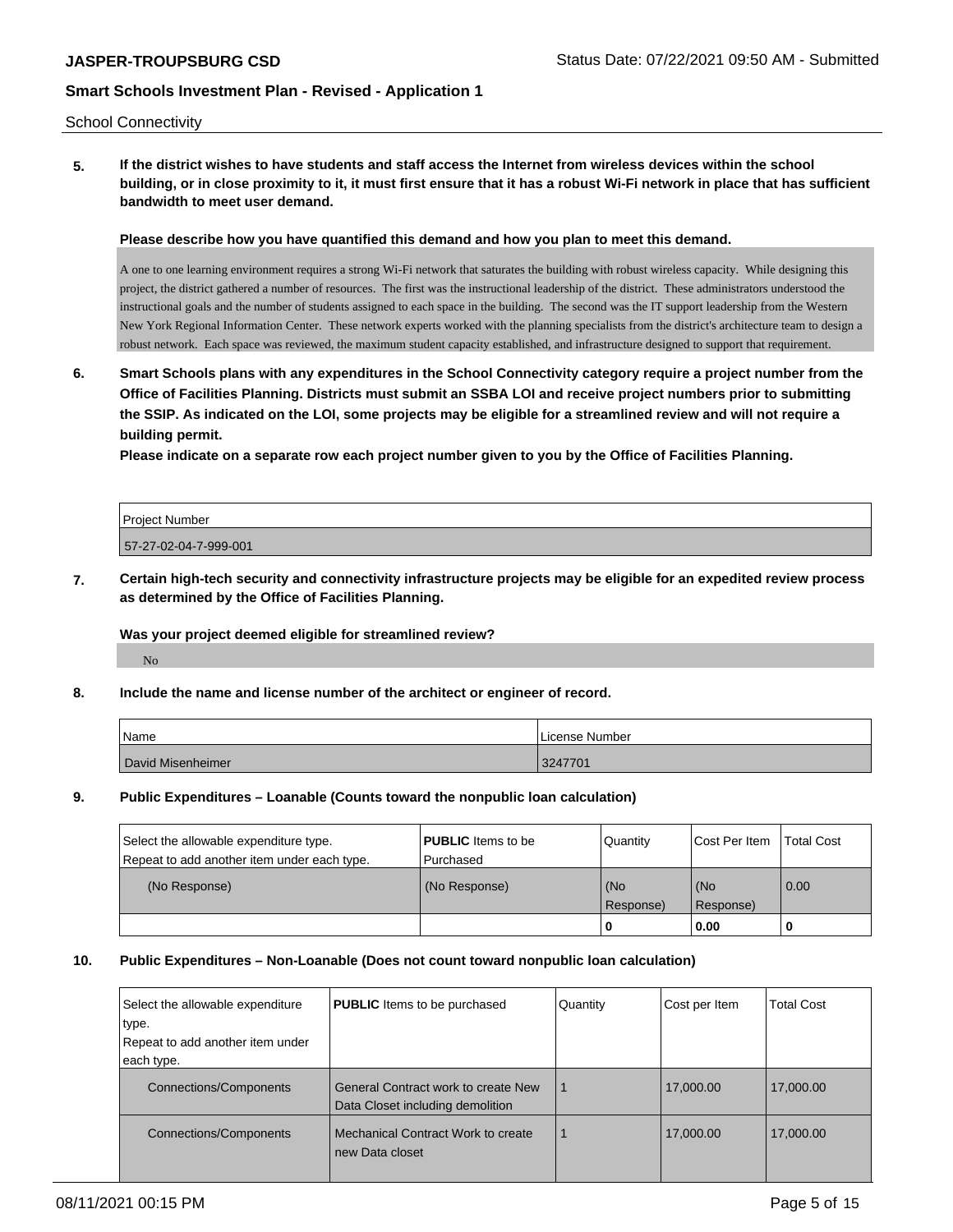School Connectivity

**5. If the district wishes to have students and staff access the Internet from wireless devices within the school building, or in close proximity to it, it must first ensure that it has a robust Wi-Fi network in place that has sufficient bandwidth to meet user demand.**

**Please describe how you have quantified this demand and how you plan to meet this demand.**

A one to one learning environment requires a strong Wi-Fi network that saturates the building with robust wireless capacity. While designing this project, the district gathered a number of resources. The first was the instructional leadership of the district. These administrators understood the instructional goals and the number of students assigned to each space in the building. The second was the IT support leadership from the Western New York Regional Information Center. These network experts worked with the planning specialists from the district's architecture team to design a robust network. Each space was reviewed, the maximum student capacity established, and infrastructure designed to support that requirement.

**6. Smart Schools plans with any expenditures in the School Connectivity category require a project number from the Office of Facilities Planning. Districts must submit an SSBA LOI and receive project numbers prior to submitting the SSIP. As indicated on the LOI, some projects may be eligible for a streamlined review and will not require a building permit.**

**Please indicate on a separate row each project number given to you by the Office of Facilities Planning.**

| Project Number |
| --- |
| 57-27-02-04-7-999-001 |

**7. Certain high-tech security and connectivity infrastructure projects may be eligible for an expedited review process as determined by the Office of Facilities Planning.**

**Was your project deemed eligible for streamlined review?**

No

**8. Include the name and license number of the architect or engineer of record.**

| Name | License Number |
| --- | --- |
| David Misenheimer | 3247701 |

**9. Public Expenditures – Loanable (Counts toward the nonpublic loan calculation)**

| Select the allowable expenditure type. Repeat to add another item under each type. | **PUBLIC** Items to be Purchased | Quantity | Cost Per Item | Total Cost |
| --- | --- | --- | --- | --- |
| (No Response) | (No Response) | (No Response) | (No Response) | 0.00 |
| | | 0 | 0.00 | 0 |

**10. Public Expenditures – Non-Loanable (Does not count toward nonpublic loan calculation)**

| Select the allowable expenditure type. Repeat to add another item under each type. | **PUBLIC** Items to be purchased | Quantity | Cost per Item | Total Cost |
| --- | --- | --- | --- | --- |
| Connections/Components | General Contract work to create New Data Closet including demolition | 1 | 17,000.00 | 17,000.00 |
| Connections/Components | Mechanical Contract Work to create new Data closet | 1 | 17,000.00 | 17,000.00 |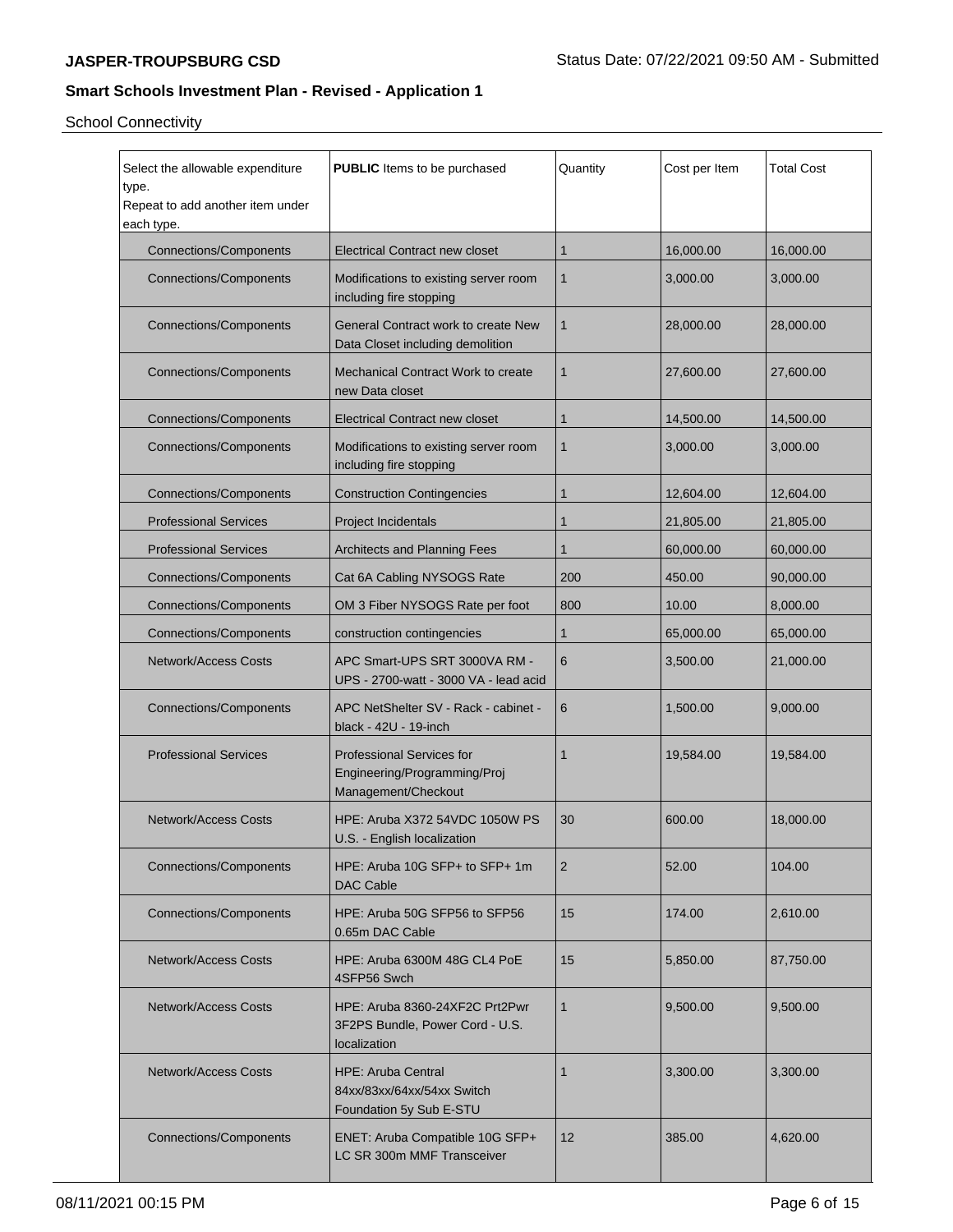## Smart Schools Investment Plan - Revised - Application 1

School Connectivity

| Select the allowable expenditure type.<br>Repeat to add another item under each type. | **PUBLIC** Items to be purchased | Quantity | Cost per Item | Total Cost |
|---|---|---|---|---|
| Connections/Components | Electrical Contract new closet | 1 | 16,000.00 | 16,000.00 |
| Connections/Components | Modifications to existing server room including fire stopping | 1 | 3,000.00 | 3,000.00 |
| Connections/Components | General Contract work to create New Data Closet including demolition | 1 | 28,000.00 | 28,000.00 |
| Connections/Components | Mechanical Contract Work to create new Data closet | 1 | 27,600.00 | 27,600.00 |
| Connections/Components | Electrical Contract new closet | 1 | 14,500.00 | 14,500.00 |
| Connections/Components | Modifications to existing server room including fire stopping | 1 | 3,000.00 | 3,000.00 |
| Connections/Components | Construction Contingencies | 1 | 12,604.00 | 12,604.00 |
| Professional Services | Project Incidentals | 1 | 21,805.00 | 21,805.00 |
| Professional Services | Architects and Planning Fees | 1 | 60,000.00 | 60,000.00 |
| Connections/Components | Cat 6A Cabling NYSOGS Rate | 200 | 450.00 | 90,000.00 |
| Connections/Components | OM 3 Fiber NYSOGS Rate per foot | 800 | 10.00 | 8,000.00 |
| Connections/Components | construction contingencies | 1 | 65,000.00 | 65,000.00 |
| Network/Access Costs | APC Smart-UPS SRT 3000VA RM - UPS - 2700-watt - 3000 VA - lead acid | 6 | 3,500.00 | 21,000.00 |
| Connections/Components | APC NetShelter SV - Rack - cabinet - black - 42U - 19-inch | 6 | 1,500.00 | 9,000.00 |
| Professional Services | Professional Services for Engineering/Programming/Proj Management/Checkout | 1 | 19,584.00 | 19,584.00 |
| Network/Access Costs | HPE: Aruba X372 54VDC 1050W PS U.S. - English localization | 30 | 600.00 | 18,000.00 |
| Connections/Components | HPE: Aruba 10G SFP+ to SFP+ 1m DAC Cable | 2 | 52.00 | 104.00 |
| Connections/Components | HPE: Aruba 50G SFP56 to SFP56 0.65m DAC Cable | 15 | 174.00 | 2,610.00 |
| Network/Access Costs | HPE: Aruba 6300M 48G CL4 PoE 4SFP56 Swch | 15 | 5,850.00 | 87,750.00 |
| Network/Access Costs | HPE: Aruba 8360-24XF2C Prt2Pwr 3F2PS Bundle, Power Cord - U.S. localization | 1 | 9,500.00 | 9,500.00 |
| Network/Access Costs | HPE: Aruba Central 84xx/83xx/64xx/54xx Switch Foundation 5y Sub E-STU | 1 | 3,300.00 | 3,300.00 |
| Connections/Components | ENET: Aruba Compatible 10G SFP+ LC SR 300m MMF Transceiver | 12 | 385.00 | 4,620.00 |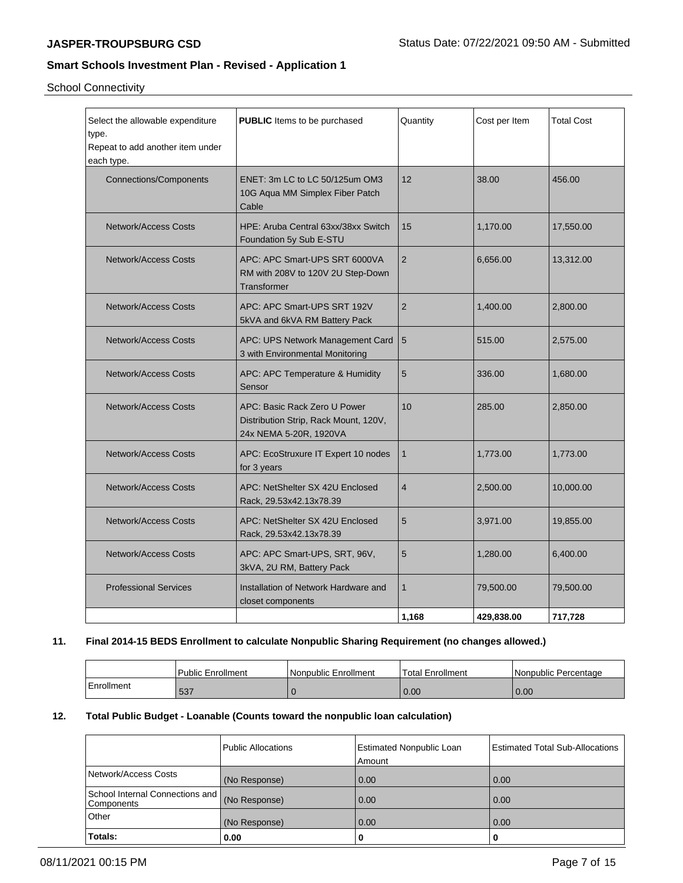School Connectivity

| Select the allowable expenditure type. Repeat to add another item under each type. | **PUBLIC** Items to be purchased | Quantity | Cost per Item | Total Cost |
|---|---|---|---|---|
| Connections/Components | ENET: 3m LC to LC 50/125um OM3 10G Aqua MM Simplex Fiber Patch Cable | 12 | 38.00 | 456.00 |
| Network/Access Costs | HPE: Aruba Central 63xx/38xx Switch Foundation 5y Sub E-STU | 15 | 1,170.00 | 17,550.00 |
| Network/Access Costs | APC: APC Smart-UPS SRT 6000VA RM with 208V to 120V 2U Step-Down Transformer | 2 | 6,656.00 | 13,312.00 |
| Network/Access Costs | APC: APC Smart-UPS SRT 192V 5kVA and 6kVA RM Battery Pack | 2 | 1,400.00 | 2,800.00 |
| Network/Access Costs | APC: UPS Network Management Card 3 with Environmental Monitoring | 5 | 515.00 | 2,575.00 |
| Network/Access Costs | APC: APC Temperature & Humidity Sensor | 5 | 336.00 | 1,680.00 |
| Network/Access Costs | APC: Basic Rack Zero U Power Distribution Strip, Rack Mount, 120V, 24x NEMA 5-20R, 1920VA | 10 | 285.00 | 2,850.00 |
| Network/Access Costs | APC: EcoStruxure IT Expert 10 nodes for 3 years | 1 | 1,773.00 | 1,773.00 |
| Network/Access Costs | APC: NetShelter SX 42U Enclosed Rack, 29.53x42.13x78.39 | 4 | 2,500.00 | 10,000.00 |
| Network/Access Costs | APC: NetShelter SX 42U Enclosed Rack, 29.53x42.13x78.39 | 5 | 3,971.00 | 19,855.00 |
| Network/Access Costs | APC: APC Smart-UPS, SRT, 96V, 3kVA, 2U RM, Battery Pack | 5 | 1,280.00 | 6,400.00 |
| Professional Services | Installation of Network Hardware and closet components | 1 | 79,500.00 | 79,500.00 |
| | | **1,168** | **429,838.00** | **717,728** |

**11. Final 2014-15 BEDS Enrollment to calculate Nonpublic Sharing Requirement (no changes allowed.)**

| | Public Enrollment | Nonpublic Enrollment | Total Enrollment | Nonpublic Percentage |
|---|---|---|---|---|
| Enrollment | 537 | 0 | 0.00 | 0.00 |

**12. Total Public Budget - Loanable (Counts toward the nonpublic loan calculation)**

| | Public Allocations | Estimated Nonpublic Loan Amount | Estimated Total Sub-Allocations |
|---|---|---|---|
| Network/Access Costs | (No Response) | 0.00 | 0.00 |
| School Internal Connections and Components | (No Response) | 0.00 | 0.00 |
| Other | (No Response) | 0.00 | 0.00 |
| **Totals:** | **0.00** | **0** | **0** |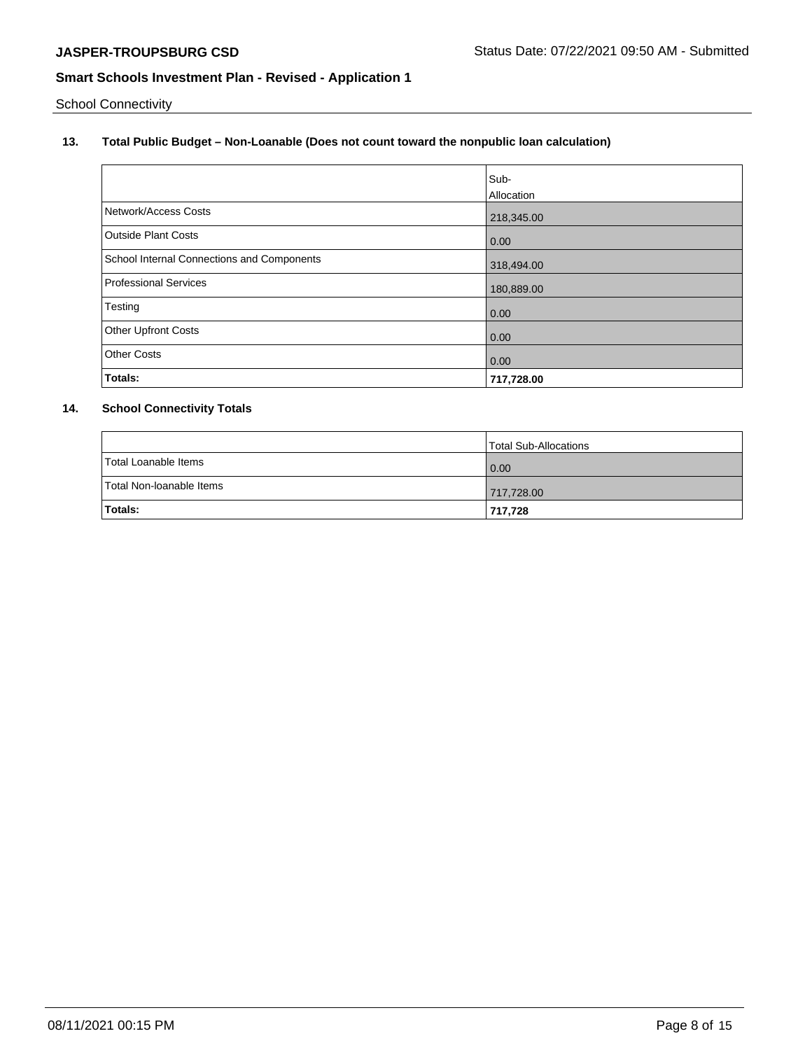School Connectivity

## 13. Total Public Budget – Non-Loanable (Does not count toward the nonpublic loan calculation)

| | Sub-Allocation |
|---|---|
| Network/Access Costs | 218,345.00 |
| Outside Plant Costs | 0.00 |
| School Internal Connections and Components | 318,494.00 |
| Professional Services | 180,889.00 |
| Testing | 0.00 |
| Other Upfront Costs | 0.00 |
| Other Costs | 0.00 |
| **Totals:** | **717,728.00** |

## 14. School Connectivity Totals

| | Total Sub-Allocations |
|---|---|
| Total Loanable Items | 0.00 |
| Total Non-loanable Items | 717,728.00 |
| **Totals:** | **717,728** |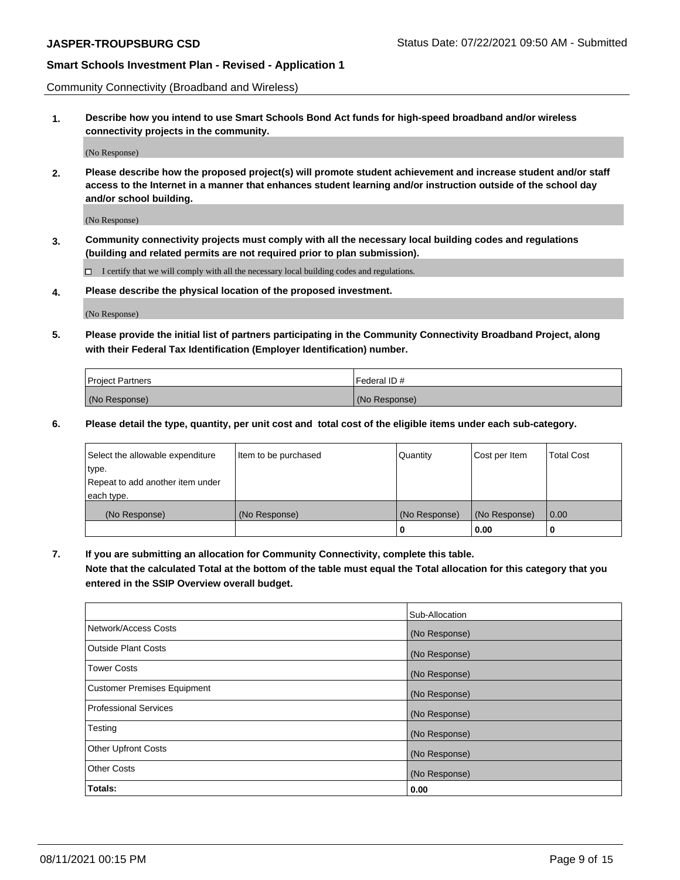Community Connectivity (Broadband and Wireless)

**1. Describe how you intend to use Smart Schools Bond Act funds for high-speed broadband and/or wireless connectivity projects in the community.**

(No Response)

**2. Please describe how the proposed project(s) will promote student achievement and increase student and/or staff access to the Internet in a manner that enhances student learning and/or instruction outside of the school day and/or school building.**

(No Response)

**3. Community connectivity projects must comply with all the necessary local building codes and regulations (building and related permits are not required prior to plan submission).**

☐ I certify that we will comply with all the necessary local building codes and regulations.

**4. Please describe the physical location of the proposed investment.**

(No Response)

**5. Please provide the initial list of partners participating in the Community Connectivity Broadband Project, along with their Federal Tax Identification (Employer Identification) number.**

| Project Partners | Federal ID # |
|---|---|
| (No Response) | (No Response) |

**6. Please detail the type, quantity, per unit cost and total cost of the eligible items under each sub-category.**

| Select the allowable expenditure type. Repeat to add another item under each type. | Item to be purchased | Quantity | Cost per Item | Total Cost |
|---|---|---|---|---|
| (No Response) | (No Response) | (No Response) | (No Response) | 0.00 |
| | | 0 | 0.00 | 0 |

**7. If you are submitting an allocation for Community Connectivity, complete this table. Note that the calculated Total at the bottom of the table must equal the Total allocation for this category that you entered in the SSIP Overview overall budget.**

| | Sub-Allocation |
|---|---|
| Network/Access Costs | (No Response) |
| Outside Plant Costs | (No Response) |
| Tower Costs | (No Response) |
| Customer Premises Equipment | (No Response) |
| Professional Services | (No Response) |
| Testing | (No Response) |
| Other Upfront Costs | (No Response) |
| Other Costs | (No Response) |
| **Totals:** | **0.00** |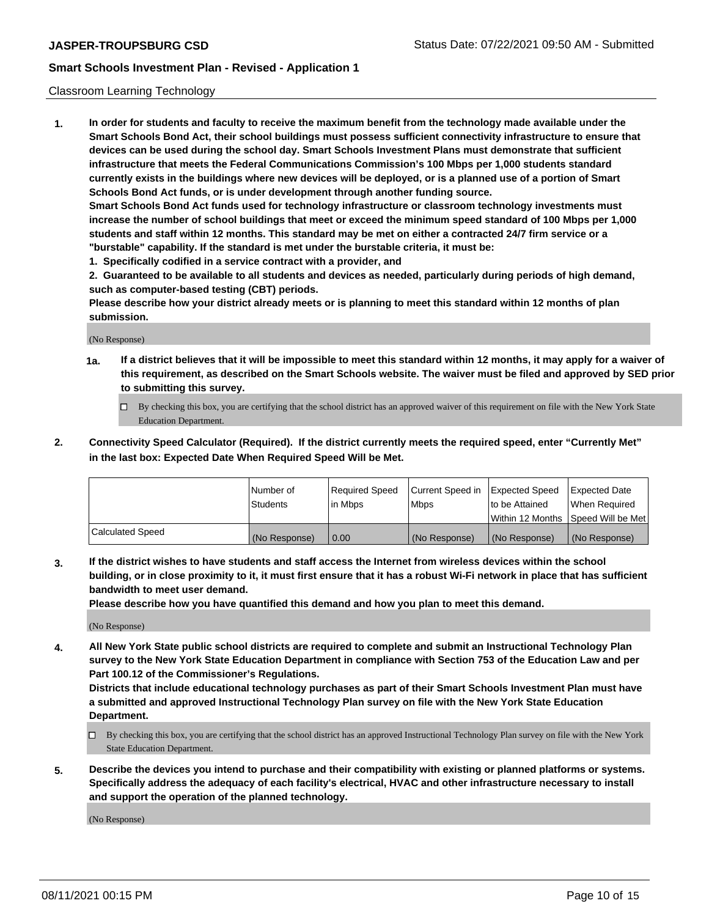Classroom Learning Technology

**1. In order for students and faculty to receive the maximum benefit from the technology made available under the Smart Schools Bond Act, their school buildings must possess sufficient connectivity infrastructure to ensure that devices can be used during the school day. Smart Schools Investment Plans must demonstrate that sufficient infrastructure that meets the Federal Communications Commission's 100 Mbps per 1,000 students standard currently exists in the buildings where new devices will be deployed, or is a planned use of a portion of Smart Schools Bond Act funds, or is under development through another funding source.**

**Smart Schools Bond Act funds used for technology infrastructure or classroom technology investments must increase the number of school buildings that meet or exceed the minimum speed standard of 100 Mbps per 1,000 students and staff within 12 months. This standard may be met on either a contracted 24/7 firm service or a "burstable" capability. If the standard is met under the burstable criteria, it must be:**

**1. Specifically codified in a service contract with a provider, and**

**2. Guaranteed to be available to all students and devices as needed, particularly during periods of high demand, such as computer-based testing (CBT) periods.**

**Please describe how your district already meets or is planning to meet this standard within 12 months of plan submission.**

(No Response)

**1a. If a district believes that it will be impossible to meet this standard within 12 months, it may apply for a waiver of this requirement, as described on the Smart Schools website. The waiver must be filed and approved by SED prior to submitting this survey.**

☐ By checking this box, you are certifying that the school district has an approved waiver of this requirement on file with the New York State Education Department.

**2. Connectivity Speed Calculator (Required). If the district currently meets the required speed, enter "Currently Met" in the last box: Expected Date When Required Speed Will be Met.**

| | Number of Students | Required Speed in Mbps | Current Speed in Mbps | Expected Speed to be Attained Within 12 Months | Expected Date When Required Speed Will be Met |
|---|---|---|---|---|---|
| Calculated Speed | (No Response) | 0.00 | (No Response) | (No Response) | (No Response) |

**3. If the district wishes to have students and staff access the Internet from wireless devices within the school building, or in close proximity to it, it must first ensure that it has a robust Wi-Fi network in place that has sufficient bandwidth to meet user demand.**

**Please describe how you have quantified this demand and how you plan to meet this demand.**

(No Response)

**4. All New York State public school districts are required to complete and submit an Instructional Technology Plan survey to the New York State Education Department in compliance with Section 753 of the Education Law and per Part 100.12 of the Commissioner's Regulations.**

**Districts that include educational technology purchases as part of their Smart Schools Investment Plan must have a submitted and approved Instructional Technology Plan survey on file with the New York State Education Department.**

☐ By checking this box, you are certifying that the school district has an approved Instructional Technology Plan survey on file with the New York State Education Department.

**5. Describe the devices you intend to purchase and their compatibility with existing or planned platforms or systems. Specifically address the adequacy of each facility's electrical, HVAC and other infrastructure necessary to install and support the operation of the planned technology.**

(No Response)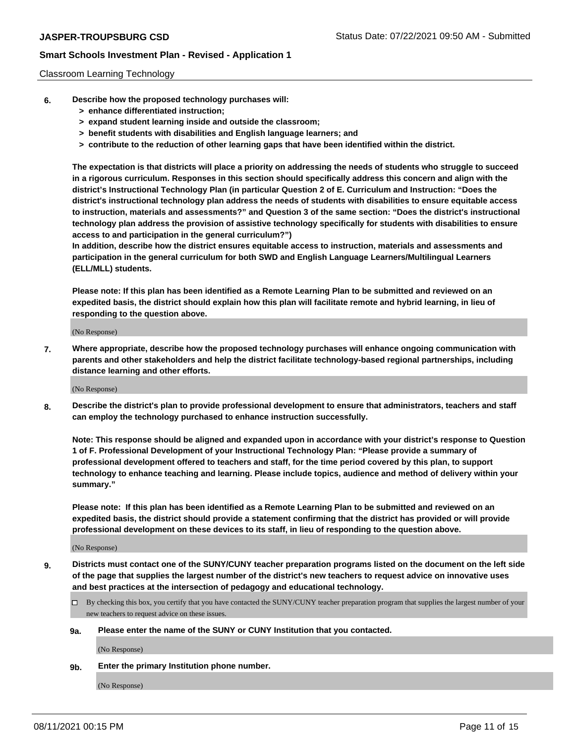Classroom Learning Technology

**6. Describe how the proposed technology purchases will:**
   - **> enhance differentiated instruction;**
   - **> expand student learning inside and outside the classroom;**
   - **> benefit students with disabilities and English language learners; and**
   - **> contribute to the reduction of other learning gaps that have been identified within the district.**

**The expectation is that districts will place a priority on addressing the needs of students who struggle to succeed in a rigorous curriculum. Responses in this section should specifically address this concern and align with the district's Instructional Technology Plan (in particular Question 2 of E. Curriculum and Instruction: "Does the district's instructional technology plan address the needs of students with disabilities to ensure equitable access to instruction, materials and assessments?" and Question 3 of the same section: "Does the district's instructional technology plan address the provision of assistive technology specifically for students with disabilities to ensure access to and participation in the general curriculum?")**

**In addition, describe how the district ensures equitable access to instruction, materials and assessments and participation in the general curriculum for both SWD and English Language Learners/Multilingual Learners (ELL/MLL) students.**

**Please note: If this plan has been identified as a Remote Learning Plan to be submitted and reviewed on an expedited basis, the district should explain how this plan will facilitate remote and hybrid learning, in lieu of responding to the question above.**

(No Response)

**7. Where appropriate, describe how the proposed technology purchases will enhance ongoing communication with parents and other stakeholders and help the district facilitate technology-based regional partnerships, including distance learning and other efforts.**

(No Response)

**8. Describe the district's plan to provide professional development to ensure that administrators, teachers and staff can employ the technology purchased to enhance instruction successfully.**

**Note: This response should be aligned and expanded upon in accordance with your district's response to Question 1 of F. Professional Development of your Instructional Technology Plan: "Please provide a summary of professional development offered to teachers and staff, for the time period covered by this plan, to support technology to enhance teaching and learning. Please include topics, audience and method of delivery within your summary."**

**Please note: If this plan has been identified as a Remote Learning Plan to be submitted and reviewed on an expedited basis, the district should provide a statement confirming that the district has provided or will provide professional development on these devices to its staff, in lieu of responding to the question above.**

(No Response)

**9. Districts must contact one of the SUNY/CUNY teacher preparation programs listed on the document on the left side of the page that supplies the largest number of the district's new teachers to request advice on innovative uses and best practices at the intersection of pedagogy and educational technology.**

☐ By checking this box, you certify that you have contacted the SUNY/CUNY teacher preparation program that supplies the largest number of your new teachers to request advice on these issues.

**9a. Please enter the name of the SUNY or CUNY Institution that you contacted.**

(No Response)

**9b. Enter the primary Institution phone number.**

(No Response)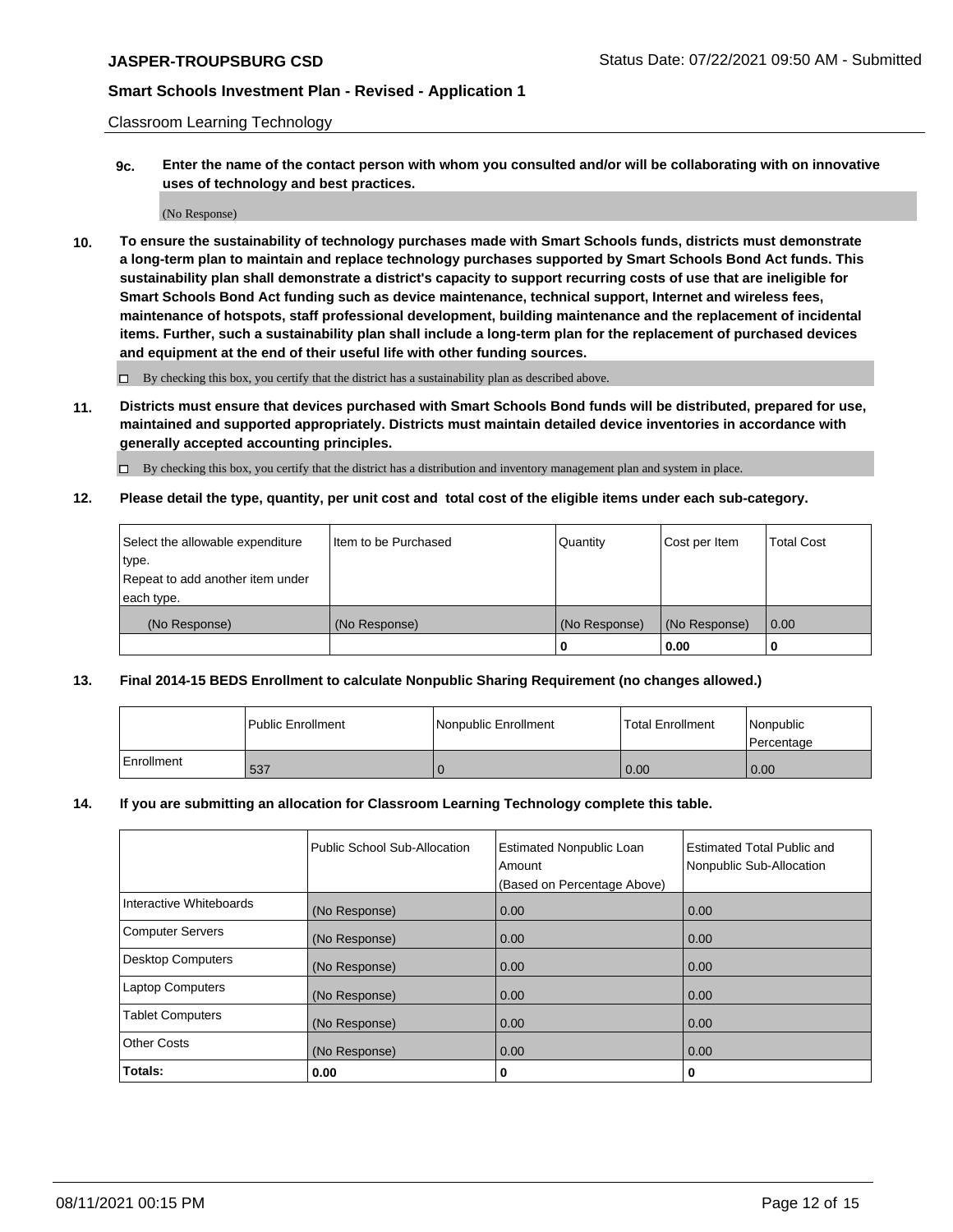Classroom Learning Technology

**9c. Enter the name of the contact person with whom you consulted and/or will be collaborating with on innovative uses of technology and best practices.**

(No Response)

**10. To ensure the sustainability of technology purchases made with Smart Schools funds, districts must demonstrate a long-term plan to maintain and replace technology purchases supported by Smart Schools Bond Act funds. This sustainability plan shall demonstrate a district's capacity to support recurring costs of use that are ineligible for Smart Schools Bond Act funding such as device maintenance, technical support, Internet and wireless fees, maintenance of hotspots, staff professional development, building maintenance and the replacement of incidental items. Further, such a sustainability plan shall include a long-term plan for the replacement of purchased devices and equipment at the end of their useful life with other funding sources.**

☐ By checking this box, you certify that the district has a sustainability plan as described above.

**11. Districts must ensure that devices purchased with Smart Schools Bond funds will be distributed, prepared for use, maintained and supported appropriately. Districts must maintain detailed device inventories in accordance with generally accepted accounting principles.**

☐ By checking this box, you certify that the district has a distribution and inventory management plan and system in place.

**12. Please detail the type, quantity, per unit cost and total cost of the eligible items under each sub-category.**

| Select the allowable expenditure type. Repeat to add another item under each type. | Item to be Purchased | Quantity | Cost per Item | Total Cost |
|---|---|---|---|---|
| (No Response) | (No Response) | (No Response) | (No Response) | 0.00 |
| | | 0 | 0.00 | 0 |

**13. Final 2014-15 BEDS Enrollment to calculate Nonpublic Sharing Requirement (no changes allowed.)**

| | Public Enrollment | Nonpublic Enrollment | Total Enrollment | Nonpublic Percentage |
|---|---|---|---|---|
| Enrollment | 537 | 0 | 0.00 | 0.00 |

**14. If you are submitting an allocation for Classroom Learning Technology complete this table.**

| | Public School Sub-Allocation | Estimated Nonpublic Loan Amount (Based on Percentage Above) | Estimated Total Public and Nonpublic Sub-Allocation |
|---|---|---|---|
| Interactive Whiteboards | (No Response) | 0.00 | 0.00 |
| Computer Servers | (No Response) | 0.00 | 0.00 |
| Desktop Computers | (No Response) | 0.00 | 0.00 |
| Laptop Computers | (No Response) | 0.00 | 0.00 |
| Tablet Computers | (No Response) | 0.00 | 0.00 |
| Other Costs | (No Response) | 0.00 | 0.00 |
| **Totals:** | **0.00** | **0** | **0** |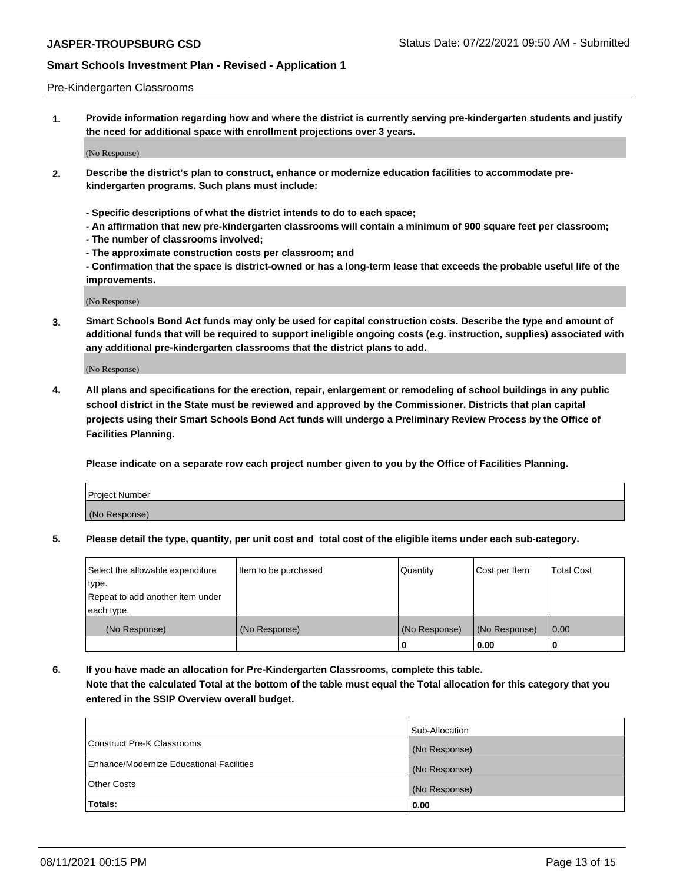Pre-Kindergarten Classrooms

**1. Provide information regarding how and where the district is currently serving pre-kindergarten students and justify the need for additional space with enrollment projections over 3 years.**

(No Response)

**2. Describe the district's plan to construct, enhance or modernize education facilities to accommodate pre-kindergarten programs. Such plans must include:**

**- Specific descriptions of what the district intends to do to each space;**
**- An affirmation that new pre-kindergarten classrooms will contain a minimum of 900 square feet per classroom;**
**- The number of classrooms involved;**
**- The approximate construction costs per classroom; and**
**- Confirmation that the space is district-owned or has a long-term lease that exceeds the probable useful life of the improvements.**

(No Response)

**3. Smart Schools Bond Act funds may only be used for capital construction costs. Describe the type and amount of additional funds that will be required to support ineligible ongoing costs (e.g. instruction, supplies) associated with any additional pre-kindergarten classrooms that the district plans to add.**

(No Response)

**4. All plans and specifications for the erection, repair, enlargement or remodeling of school buildings in any public school district in the State must be reviewed and approved by the Commissioner. Districts that plan capital projects using their Smart Schools Bond Act funds will undergo a Preliminary Review Process by the Office of Facilities Planning.**

**Please indicate on a separate row each project number given to you by the Office of Facilities Planning.**

| Project Number |
|---|
| (No Response) |

**5. Please detail the type, quantity, per unit cost and total cost of the eligible items under each sub-category.**

| Select the allowable expenditure type. Repeat to add another item under each type. | Item to be purchased | Quantity | Cost per Item | Total Cost |
|---|---|---|---|---|
| (No Response) | (No Response) | (No Response) | (No Response) | 0.00 |
| | | 0 | 0.00 | 0 |

**6. If you have made an allocation for Pre-Kindergarten Classrooms, complete this table. Note that the calculated Total at the bottom of the table must equal the Total allocation for this category that you entered in the SSIP Overview overall budget.**

| | Sub-Allocation |
|---|---|
| Construct Pre-K Classrooms | (No Response) |
| Enhance/Modernize Educational Facilities | (No Response) |
| Other Costs | (No Response) |
| **Totals:** | **0.00** |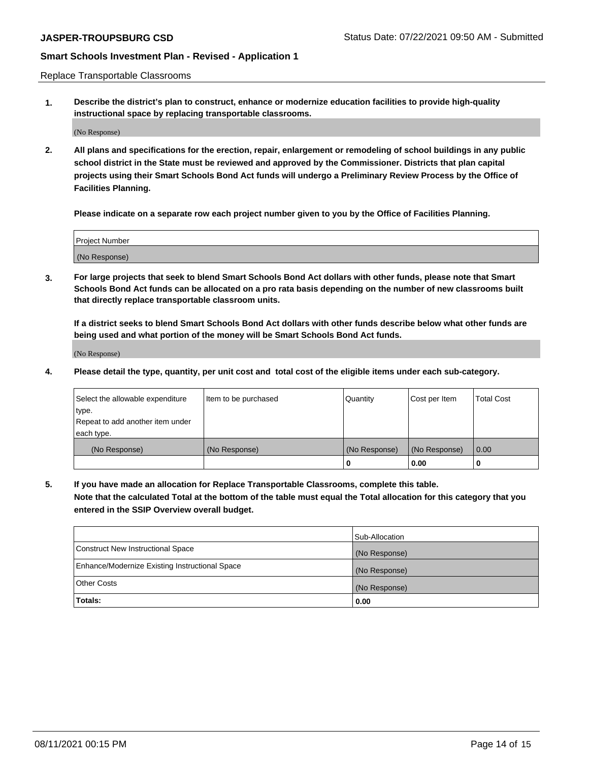Replace Transportable Classrooms

**1. Describe the district's plan to construct, enhance or modernize education facilities to provide high-quality instructional space by replacing transportable classrooms.**

(No Response)

**2. All plans and specifications for the erection, repair, enlargement or remodeling of school buildings in any public school district in the State must be reviewed and approved by the Commissioner. Districts that plan capital projects using their Smart Schools Bond Act funds will undergo a Preliminary Review Process by the Office of Facilities Planning.**

**Please indicate on a separate row each project number given to you by the Office of Facilities Planning.**

| Project Number |
| --- |
| (No Response) |

**3. For large projects that seek to blend Smart Schools Bond Act dollars with other funds, please note that Smart Schools Bond Act funds can be allocated on a pro rata basis depending on the number of new classrooms built that directly replace transportable classroom units.**

**If a district seeks to blend Smart Schools Bond Act dollars with other funds describe below what other funds are being used and what portion of the money will be Smart Schools Bond Act funds.**

(No Response)

**4. Please detail the type, quantity, per unit cost and total cost of the eligible items under each sub-category.**

| Select the allowable expenditure type. Repeat to add another item under each type. | Item to be purchased | Quantity | Cost per Item | Total Cost |
| --- | --- | --- | --- | --- |
| (No Response) | (No Response) | (No Response) | (No Response) | 0.00 |
| | | 0 | 0.00 | 0 |

**5. If you have made an allocation for Replace Transportable Classrooms, complete this table. Note that the calculated Total at the bottom of the table must equal the Total allocation for this category that you entered in the SSIP Overview overall budget.**

| | Sub-Allocation |
| --- | --- |
| Construct New Instructional Space | (No Response) |
| Enhance/Modernize Existing Instructional Space | (No Response) |
| Other Costs | (No Response) |
| **Totals:** | **0.00** |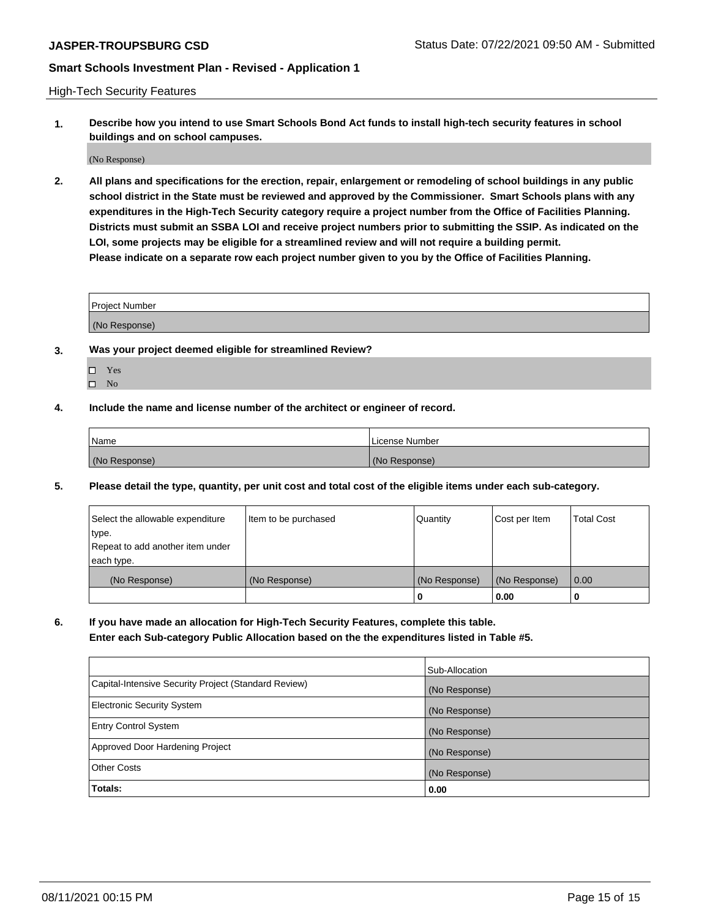High-Tech Security Features

**1. Describe how you intend to use Smart Schools Bond Act funds to install high-tech security features in school buildings and on school campuses.**

(No Response)

**2. All plans and specifications for the erection, repair, enlargement or remodeling of school buildings in any public school district in the State must be reviewed and approved by the Commissioner. Smart Schools plans with any expenditures in the High-Tech Security category require a project number from the Office of Facilities Planning. Districts must submit an SSBA LOI and receive project numbers prior to submitting the SSIP. As indicated on the LOI, some projects may be eligible for a streamlined review and will not require a building permit. Please indicate on a separate row each project number given to you by the Office of Facilities Planning.**

| Project Number |
|---|
| (No Response) |

**3. Was your project deemed eligible for streamlined Review?**

- ☐ Yes
- ☐ No

**4. Include the name and license number of the architect or engineer of record.**

| Name | License Number |
|---|---|
| (No Response) | (No Response) |

**5. Please detail the type, quantity, per unit cost and total cost of the eligible items under each sub-category.**

| Select the allowable expenditure type. Repeat to add another item under each type. | Item to be purchased | Quantity | Cost per Item | Total Cost |
|---|---|---|---|---|
| (No Response) | (No Response) | (No Response) | (No Response) | 0.00 |
| | | 0 | 0.00 | 0 |

**6. If you have made an allocation for High-Tech Security Features, complete this table. Enter each Sub-category Public Allocation based on the the expenditures listed in Table #5.**

| | Sub-Allocation |
|---|---|
| Capital-Intensive Security Project (Standard Review) | (No Response) |
| Electronic Security System | (No Response) |
| Entry Control System | (No Response) |
| Approved Door Hardening Project | (No Response) |
| Other Costs | (No Response) |
| **Totals:** | **0.00** |